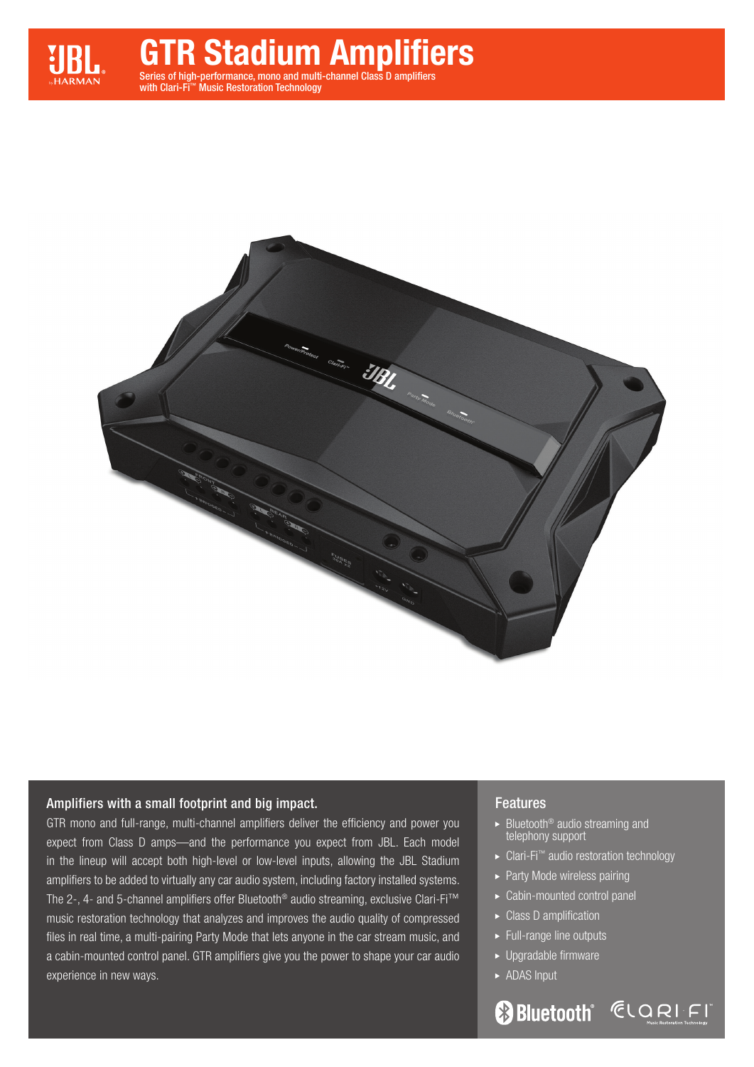# GTR Stadium Amplifiers

Series of high-performance, mono and multi-channel Class D amplifiers with Clari-Fi™ Music Restoration Technology

## Amplifiers with a small footprint and big impact.

GTR mono and full-range, multi-channel amplifiers deliver the efficiency and power you expect from Class D amps—and the performance you expect from JBL. Each model in the lineup will accept both high-level or low-level inputs, allowing the JBL Stadium amplifiers to be added to virtually any car audio system, including factory installed systems. The 2-, 4- and 5-channel amplifiers offer Bluetooth® audio streaming, exclusive Clari-Fi™ music restoration technology that analyzes and improves the audio quality of compressed files in real time, a multi-pairing Party Mode that lets anyone in the car stream music, and a cabin-mounted control panel. GTR amplifiers give you the power to shape your car audio experience in new ways.

## Features

- Bluetooth® audio streaming and telephony support
- Clari-Fi™ audio restoration technology
- Party Mode wireless pairing
- Cabin-mounted control panel
- Class D amplification
- Full-range line outputs
- Upgradable firmware
- ADAS Input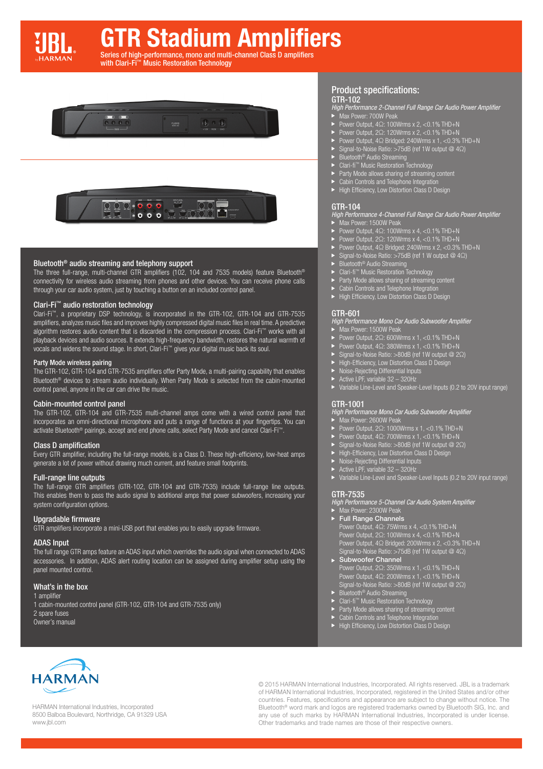# GTR Stadium Amplifiers

Series of high-performance, mono and multi-channel Class D amplifiers with Clari-Fi™ Music Restoration Technology

## Bluetooth® audio streaming and telephony support

The three full-range, multi-channel GTR amplifiers (102, 104 and 7535 models) feature Bluetooth® connectivity for wireless audio streaming from phones and other devices. You can receive phone calls through your car audio system, just by touching a button on an included control panel.

## Clari-Fi™ audio restoration technology

Clari-Fi™, a proprietary DSP technology, is incorporated in the GTR-102, GTR-104 and GTR-7535 amplifiers, analyzes music files and improves highly compressed digital music files in real time. A predictive algorithm restores audio content that is discarded in the compression process. Clari-Fi™ works with all playback devices and audio sources. It extends high-frequency bandwidth, restores the natural warmth of vocals and widens the sound stage. In short, Clari-Fi™ gives your digital music back its soul.

## Party Mode wireless pairing

The GTR-102, GTR-104 and GTR-7535 amplifiers offer Party Mode, a multi-pairing capability that enables Bluetooth® devices to stream audio individually. When Party Mode is selected from the cabin-mounted control panel, anyone in the car can drive the music.

## Cabin-mounted control panel

The GTR-102, GTR-104 and GTR-7535 multi-channel amps come with a wired control panel that incorporates an omni-directional microphone and puts a range of functions at your fingertips. You can activate Bluetooth® pairings, accept and end phone calls, select Party Mode and cancel Clari-Fi™.

## Class D amplification

Every GTR amplifier, including the full-range models, is a Class D. These high-efficiency, low-heat amps generate a lot of power without drawing much current, and feature small footprints.

## Full-range line outputs

The full-range GTR amplifiers (GTR-102, GTR-104 and GTR-7535) include full-range line outputs. This enables them to pass the audio signal to additional amps that power subwoofers, increasing your system configuration options.

## Upgradable firmware

GTR amplifiers incorporate a mini-USB port that enables you to easily upgrade firmware.

## ADAS Input

The full range GTR amps feature an ADAS input which overrides the audio signal when connected to ADAS accessories. In addition, ADAS alert routing location can be assigned during amplifier setup using the panel mounted control.

## What's in the box

1 amplifier
1 cabin-mounted control panel (GTR-102, GTR-104 and GTR-7535 only)
2 spare fuses
Owner's manual

## Product specifications:

### GTR-102

*High Performance 2-Channel Full Range Car Audio Power Amplifier*

- Max Power: 700W Peak
- Power Output, 4Ω: 100Wrms x 2, <0.1% THD+N
- Power Output, 2Ω: 120Wrms x 2, <0.1% THD+N
- Power Output, 4Ω Bridged: 240Wrms x 1, <0.3% THD+N
- Signal-to-Noise Ratio: >75dB (ref 1W output @ 4Ω)
- Bluetooth® Audio Streaming
- Clari-fi™ Music Restoration Technology
- Party Mode allows sharing of streaming content
- Cabin Controls and Telephone Integration
- High Efficiency, Low Distortion Class D Design

### GTR-104

*High Performance 4-Channel Full Range Car Audio Power Amplifier*

- Max Power: 1500W Peak
- Power Output, 4Ω: 100Wrms x 4, <0.1% THD+N
- Power Output, 2Ω: 120Wrms x 4, <0.1% THD+N
- Power Output, 4Ω Bridged: 240Wrms x 2, <0.3% THD+N
- Signal-to-Noise Ratio: >75dB (ref 1 W output @ 4Ω)
- Bluetooth® Audio Streaming
- Clari-fi™ Music Restoration Technology
- Party Mode allows sharing of streaming content
- Cabin Controls and Telephone Integration
- High Efficiency, Low Distortion Class D Design

### GTR-601

*High Performance Mono Car Audio Subwoofer Amplifier*

- Max Power: 1500W Peak
- Power Output, 2Ω: 600Wrms x 1, <0.1% THD+N
- Power Output, 4Ω: 380Wrms x 1, <0.1% THD+N
- Signal-to-Noise Ratio: >80dB (ref 1W output @ 2Ω)
- High-Efficiency, Low Distortion Class D Design
- Noise-Rejecting Differential Inputs
- Active LPF, variable 32 – 320Hz
- Variable Line-Level and Speaker-Level Inputs (0.2 to 20V input range)

### GTR-1001

*High Performance Mono Car Audio Subwoofer Amplifier*

- Max Power: 2600W Peak
- Power Output, 2Ω: 1000Wrms x 1, <0.1% THD+N
- Power Output, 4Ω: 700Wrms x 1, <0.1% THD+N
- Signal-to-Noise Ratio: >80dB (ref 1W output @ 2Ω)
- High-Efficiency, Low Distortion Class D Design
- Noise-Rejecting Differential Inputs
- Active LPF, variable 32 – 320Hz
- Variable Line-Level and Speaker-Level Inputs (0.2 to 20V input range)

### GTR-7535

*High Performance 5-Channel Car Audio System Amplifier*

- Max Power: 2300W Peak
- **Full Range Channels**
  Power Output, 4Ω: 75Wrms x 4, <0.1% THD+N
  Power Output, 2Ω: 100Wrms x 4, <0.1% THD+N
  Power Output, 4Ω Bridged: 200Wrms x 2, <0.3% THD+N
  Signal-to-Noise Ratio: >75dB (ref 1W output @ 4Ω)
- **Subwoofer Channel**
  Power Output, 2Ω: 350Wrms x 1, <0.1% THD+N
  Power Output, 4Ω: 200Wrms x 1, <0.1% THD+N
  Signal-to-Noise Ratio: >80dB (ref 1W output @ 2Ω)
- Bluetooth® Audio Streaming
- Clari-fi™ Music Restoration Technology
- Party Mode allows sharing of streaming content
- Cabin Controls and Telephone Integration
- High Efficiency, Low Distortion Class D Design

HARMAN International Industries, Incorporated
8500 Balboa Boulevard, Northridge, CA 91329 USA
www.jbl.com

© 2015 HARMAN International Industries, Incorporated. All rights reserved. JBL is a trademark of HARMAN International Industries, Incorporated, registered in the United States and/or other countries. Features, specifications and appearance are subject to change without notice. The Bluetooth® word mark and logos are registered trademarks owned by Bluetooth SIG, Inc. and any use of such marks by HARMAN International Industries, Incorporated is under license. Other trademarks and trade names are those of their respective owners.